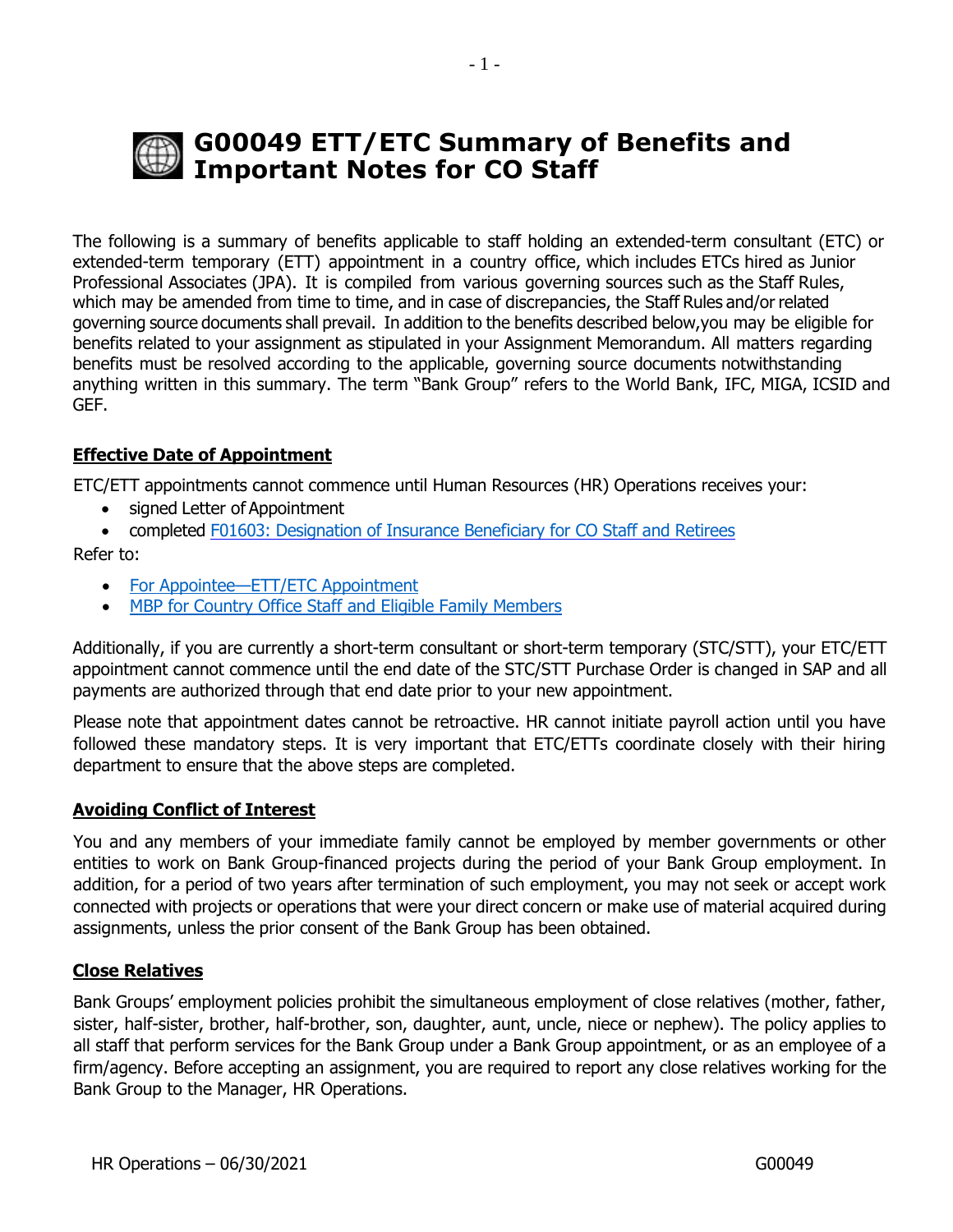# G00049 ETT/ETC Summary of Benefits and Important Notes for CO Staff

The following is a summary of benefits applicable to staff holding an extended-term consultant (ETC) or extended-term temporary (ETT) appointment in a country office, which includes ETCs hired as Junior Professional Associates (JPA). It is compiled from various governing sources such as the Staff Rules, which may be amended from time to time, and in case of discrepancies, the Staff Rules and/or related governing source documents shall prevail. In addition to the benefits described below,you may be eligible for benefits related to your assignment as stipulated in your Assignment Memorandum. All matters regarding benefits must be resolved according to the applicable, governing source documents notwithstanding anything written in this summary. The term "Bank Group" refers to the World Bank, IFC, MIGA, ICSID and GEF.

## Effective Date of Appointment

ETC/ETT appointments cannot commence until Human Resources (HR) Operations receives your:

- signed Letter of Appointment
- completed F01603: Designation of Insurance Beneficiary for CO Staff and Retirees

Refer to:

- For Appointee—ETT/ETC Appointment
- MBP for Country Office Staff and Eligible Family Members

Additionally, if you are currently a short-term consultant or short-term temporary (STC/STT), your ETC/ETT appointment cannot commence until the end date of the STC/STT Purchase Order is changed in SAP and all payments are authorized through that end date prior to your new appointment.

Please note that appointment dates cannot be retroactive. HR cannot initiate payroll action until you have followed these mandatory steps. It is very important that ETC/ETTs coordinate closely with their hiring department to ensure that the above steps are completed.

## Avoiding Conflict of Interest

You and any members of your immediate family cannot be employed by member governments or other entities to work on Bank Group-financed projects during the period of your Bank Group employment. In addition, for a period of two years after termination of such employment, you may not seek or accept work connected with projects or operations that were your direct concern or make use of material acquired during assignments, unless the prior consent of the Bank Group has been obtained.

## Close Relatives

Bank Groups' employment policies prohibit the simultaneous employment of close relatives (mother, father, sister, half-sister, brother, half-brother, son, daughter, aunt, uncle, niece or nephew). The policy applies to all staff that perform services for the Bank Group under a Bank Group appointment, or as an employee of a firm/agency. Before accepting an assignment, you are required to report any close relatives working for the Bank Group to the Manager, HR Operations.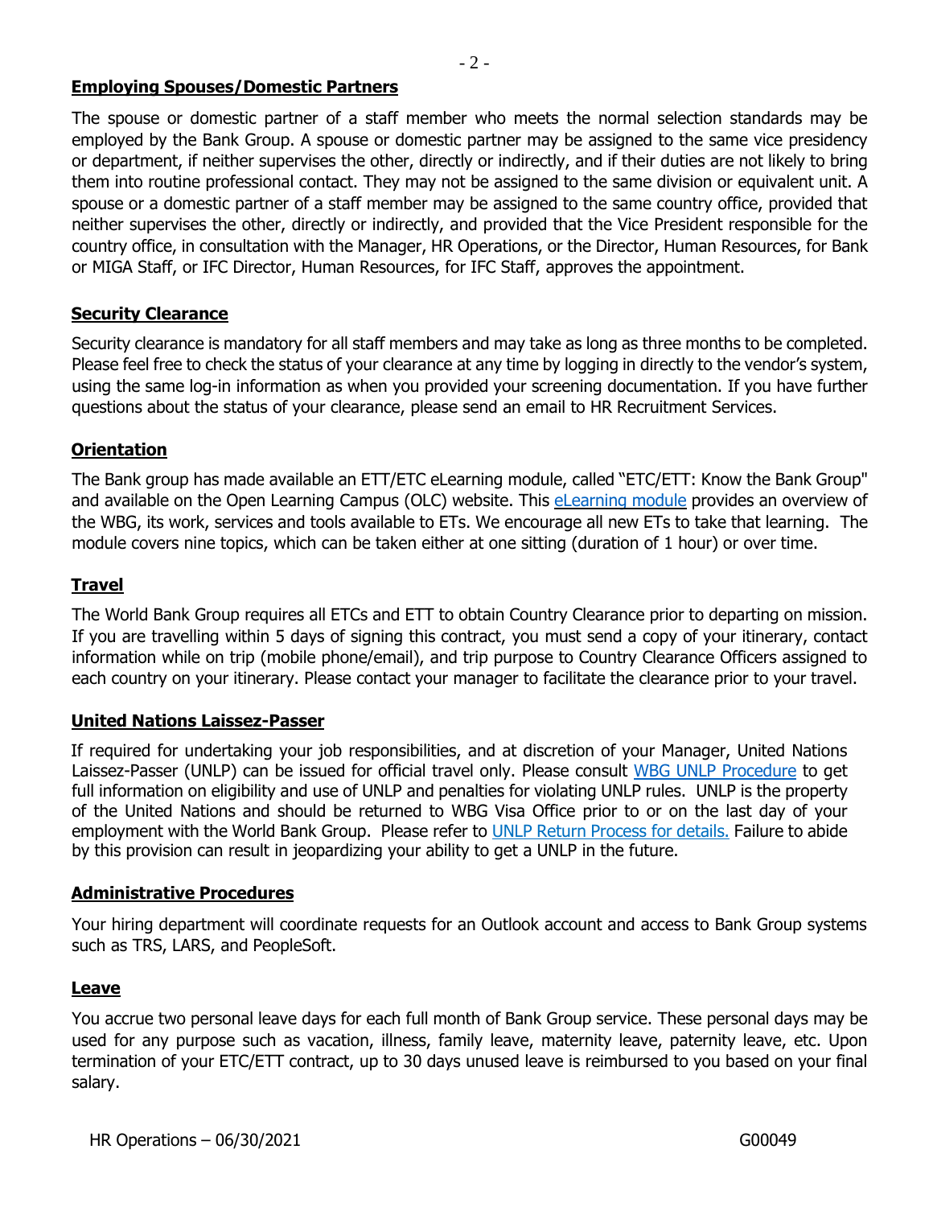## Employing Spouses/Domestic Partners

The spouse or domestic partner of a staff member who meets the normal selection standards may be employed by the Bank Group. A spouse or domestic partner may be assigned to the same vice presidency or department, if neither supervises the other, directly or indirectly, and if their duties are not likely to bring them into routine professional contact. They may not be assigned to the same division or equivalent unit. A spouse or a domestic partner of a staff member may be assigned to the same country office, provided that neither supervises the other, directly or indirectly, and provided that the Vice President responsible for the country office, in consultation with the Manager, HR Operations, or the Director, Human Resources, for Bank or MIGA Staff, or IFC Director, Human Resources, for IFC Staff, approves the appointment.

## Security Clearance

Security clearance is mandatory for all staff members and may take as long as three months to be completed. Please feel free to check the status of your clearance at any time by logging in directly to the vendor's system, using the same log-in information as when you provided your screening documentation. If you have further questions about the status of your clearance, please send an email to HR Recruitment Services.

## Orientation

The Bank group has made available an ETT/ETC eLearning module, called "ETC/ETT: Know the Bank Group" and available on the Open Learning Campus (OLC) website. This eLearning module provides an overview of the WBG, its work, services and tools available to ETs. We encourage all new ETs to take that learning. The module covers nine topics, which can be taken either at one sitting (duration of 1 hour) or over time.

## Travel

The World Bank Group requires all ETCs and ETT to obtain Country Clearance prior to departing on mission. If you are travelling within 5 days of signing this contract, you must send a copy of your itinerary, contact information while on trip (mobile phone/email), and trip purpose to Country Clearance Officers assigned to each country on your itinerary. Please contact your manager to facilitate the clearance prior to your travel.

## United Nations Laissez-Passer

If required for undertaking your job responsibilities, and at discretion of your Manager, United Nations Laissez-Passer (UNLP) can be issued for official travel only. Please consult WBG UNLP Procedure to get full information on eligibility and use of UNLP and penalties for violating UNLP rules. UNLP is the property of the United Nations and should be returned to WBG Visa Office prior to or on the last day of your employment with the World Bank Group. Please refer to UNLP Return Process for details. Failure to abide by this provision can result in jeopardizing your ability to get a UNLP in the future.

## Administrative Procedures

Your hiring department will coordinate requests for an Outlook account and access to Bank Group systems such as TRS, LARS, and PeopleSoft.

## Leave

You accrue two personal leave days for each full month of Bank Group service. These personal days may be used for any purpose such as vacation, illness, family leave, maternity leave, paternity leave, etc. Upon termination of your ETC/ETT contract, up to 30 days unused leave is reimbursed to you based on your final salary.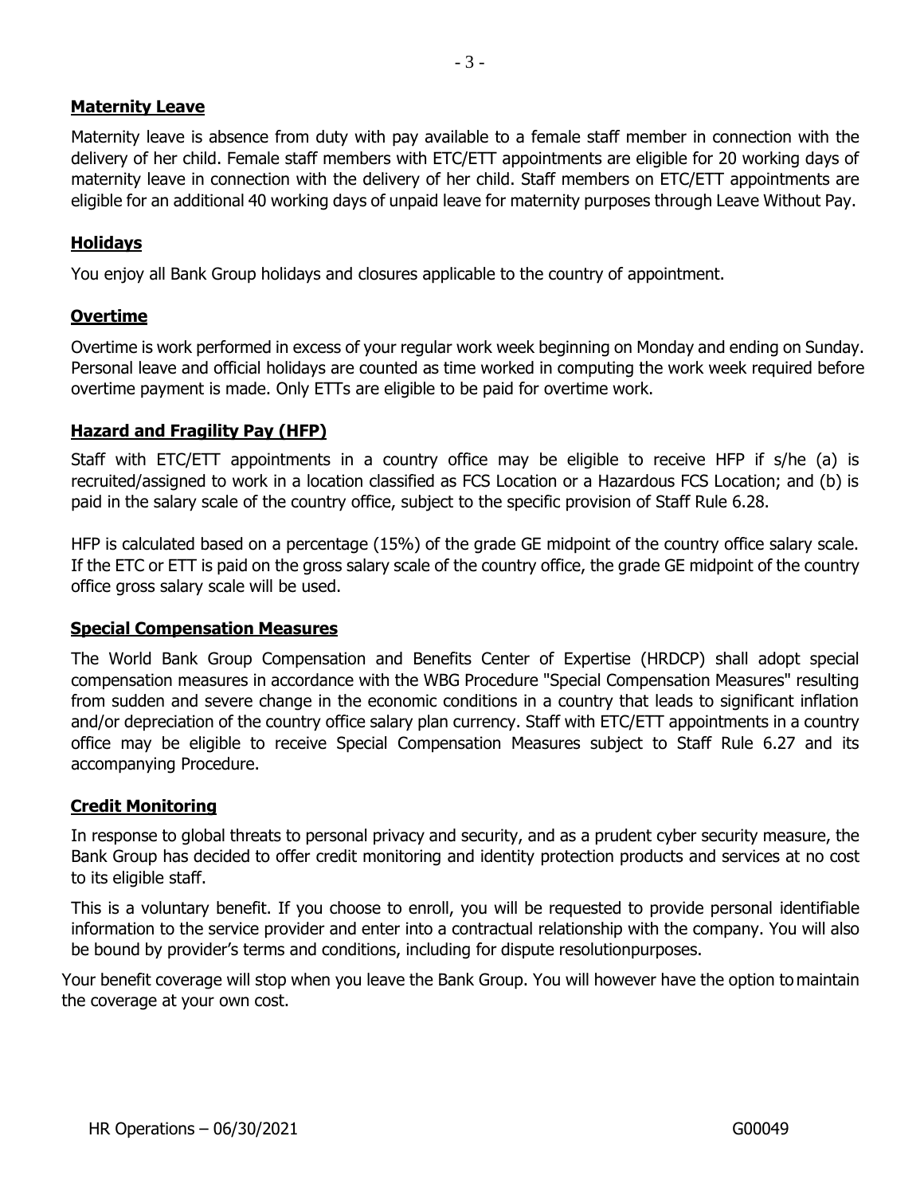## Maternity Leave

Maternity leave is absence from duty with pay available to a female staff member in connection with the delivery of her child. Female staff members with ETC/ETT appointments are eligible for 20 working days of maternity leave in connection with the delivery of her child. Staff members on ETC/ETT appointments are eligible for an additional 40 working days of unpaid leave for maternity purposes through Leave Without Pay.

## Holidays

You enjoy all Bank Group holidays and closures applicable to the country of appointment.

## Overtime

Overtime is work performed in excess of your regular work week beginning on Monday and ending on Sunday. Personal leave and official holidays are counted as time worked in computing the work week required before overtime payment is made. Only ETTs are eligible to be paid for overtime work.

## Hazard and Fragility Pay (HFP)

Staff with ETC/ETT appointments in a country office may be eligible to receive HFP if s/he (a) is recruited/assigned to work in a location classified as FCS Location or a Hazardous FCS Location; and (b) is paid in the salary scale of the country office, subject to the specific provision of Staff Rule 6.28.

HFP is calculated based on a percentage (15%) of the grade GE midpoint of the country office salary scale. If the ETC or ETT is paid on the gross salary scale of the country office, the grade GE midpoint of the country office gross salary scale will be used.

## Special Compensation Measures

The World Bank Group Compensation and Benefits Center of Expertise (HRDCP) shall adopt special compensation measures in accordance with the WBG Procedure "Special Compensation Measures" resulting from sudden and severe change in the economic conditions in a country that leads to significant inflation and/or depreciation of the country office salary plan currency. Staff with ETC/ETT appointments in a country office may be eligible to receive Special Compensation Measures subject to Staff Rule 6.27 and its accompanying Procedure.

## Credit Monitoring

In response to global threats to personal privacy and security, and as a prudent cyber security measure, the Bank Group has decided to offer credit monitoring and identity protection products and services at no cost to its eligible staff.

This is a voluntary benefit. If you choose to enroll, you will be requested to provide personal identifiable information to the service provider and enter into a contractual relationship with the company. You will also be bound by provider's terms and conditions, including for dispute resolutionpurposes.

Your benefit coverage will stop when you leave the Bank Group. You will however have the option to maintain the coverage at your own cost.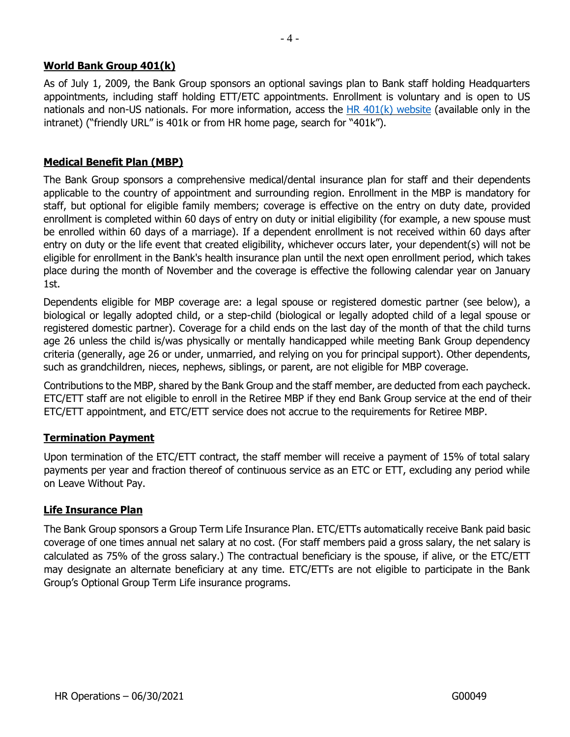## World Bank Group 401(k)

As of July 1, 2009, the Bank Group sponsors an optional savings plan to Bank staff holding Headquarters appointments, including staff holding ETT/ETC appointments. Enrollment is voluntary and is open to US nationals and non-US nationals. For more information, access the HR 401(k) website (available only in the intranet) ("friendly URL" is 401k or from HR home page, search for "401k").

## Medical Benefit Plan (MBP)

The Bank Group sponsors a comprehensive medical/dental insurance plan for staff and their dependents applicable to the country of appointment and surrounding region. Enrollment in the MBP is mandatory for staff, but optional for eligible family members; coverage is effective on the entry on duty date, provided enrollment is completed within 60 days of entry on duty or initial eligibility (for example, a new spouse must be enrolled within 60 days of a marriage). If a dependent enrollment is not received within 60 days after entry on duty or the life event that created eligibility, whichever occurs later, your dependent(s) will not be eligible for enrollment in the Bank's health insurance plan until the next open enrollment period, which takes place during the month of November and the coverage is effective the following calendar year on January 1st.

Dependents eligible for MBP coverage are: a legal spouse or registered domestic partner (see below), a biological or legally adopted child, or a step-child (biological or legally adopted child of a legal spouse or registered domestic partner). Coverage for a child ends on the last day of the month of that the child turns age 26 unless the child is/was physically or mentally handicapped while meeting Bank Group dependency criteria (generally, age 26 or under, unmarried, and relying on you for principal support). Other dependents, such as grandchildren, nieces, nephews, siblings, or parent, are not eligible for MBP coverage.

Contributions to the MBP, shared by the Bank Group and the staff member, are deducted from each paycheck. ETC/ETT staff are not eligible to enroll in the Retiree MBP if they end Bank Group service at the end of their ETC/ETT appointment, and ETC/ETT service does not accrue to the requirements for Retiree MBP.

## Termination Payment

Upon termination of the ETC/ETT contract, the staff member will receive a payment of 15% of total salary payments per year and fraction thereof of continuous service as an ETC or ETT, excluding any period while on Leave Without Pay.

## Life Insurance Plan

The Bank Group sponsors a Group Term Life Insurance Plan. ETC/ETTs automatically receive Bank paid basic coverage of one times annual net salary at no cost. (For staff members paid a gross salary, the net salary is calculated as 75% of the gross salary.) The contractual beneficiary is the spouse, if alive, or the ETC/ETT may designate an alternate beneficiary at any time. ETC/ETTs are not eligible to participate in the Bank Group's Optional Group Term Life insurance programs.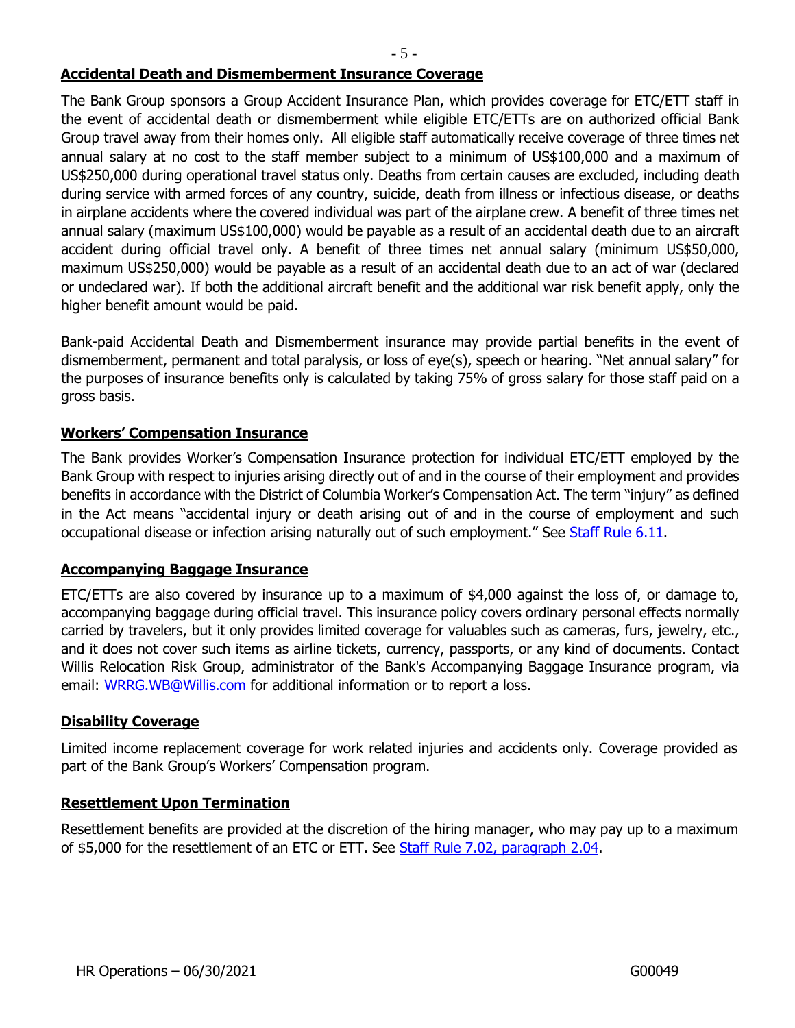## Accidental Death and Dismemberment Insurance Coverage

The Bank Group sponsors a Group Accident Insurance Plan, which provides coverage for ETC/ETT staff in the event of accidental death or dismemberment while eligible ETC/ETTs are on authorized official Bank Group travel away from their homes only. All eligible staff automatically receive coverage of three times net annual salary at no cost to the staff member subject to a minimum of US$100,000 and a maximum of US$250,000 during operational travel status only. Deaths from certain causes are excluded, including death during service with armed forces of any country, suicide, death from illness or infectious disease, or deaths in airplane accidents where the covered individual was part of the airplane crew. A benefit of three times net annual salary (maximum US$100,000) would be payable as a result of an accidental death due to an aircraft accident during official travel only. A benefit of three times net annual salary (minimum US$50,000, maximum US$250,000) would be payable as a result of an accidental death due to an act of war (declared or undeclared war). If both the additional aircraft benefit and the additional war risk benefit apply, only the higher benefit amount would be paid.

Bank-paid Accidental Death and Dismemberment insurance may provide partial benefits in the event of dismemberment, permanent and total paralysis, or loss of eye(s), speech or hearing. "Net annual salary" for the purposes of insurance benefits only is calculated by taking 75% of gross salary for those staff paid on a gross basis.

## Workers' Compensation Insurance

The Bank provides Worker's Compensation Insurance protection for individual ETC/ETT employed by the Bank Group with respect to injuries arising directly out of and in the course of their employment and provides benefits in accordance with the District of Columbia Worker's Compensation Act. The term "injury" as defined in the Act means "accidental injury or death arising out of and in the course of employment and such occupational disease or infection arising naturally out of such employment." See Staff Rule 6.11.

## Accompanying Baggage Insurance

ETC/ETTs are also covered by insurance up to a maximum of $4,000 against the loss of, or damage to, accompanying baggage during official travel. This insurance policy covers ordinary personal effects normally carried by travelers, but it only provides limited coverage for valuables such as cameras, furs, jewelry, etc., and it does not cover such items as airline tickets, currency, passports, or any kind of documents. Contact Willis Relocation Risk Group, administrator of the Bank's Accompanying Baggage Insurance program, via email: WRRG.WB@Willis.com for additional information or to report a loss.

## Disability Coverage

Limited income replacement coverage for work related injuries and accidents only. Coverage provided as part of the Bank Group's Workers' Compensation program.

## Resettlement Upon Termination

Resettlement benefits are provided at the discretion of the hiring manager, who may pay up to a maximum of $5,000 for the resettlement of an ETC or ETT. See Staff Rule 7.02, paragraph 2.04.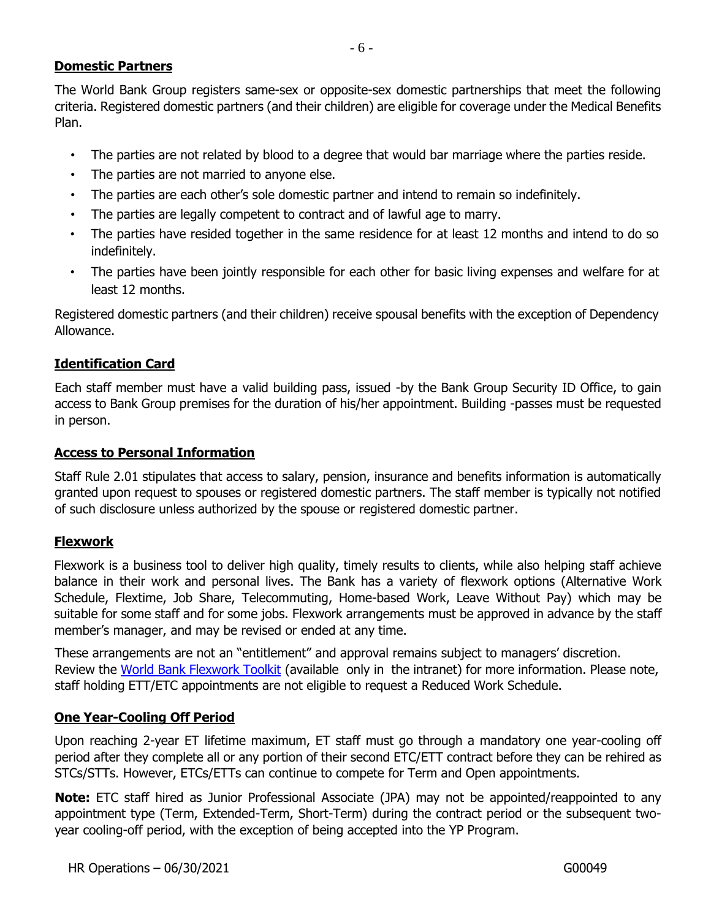## Domestic Partners

The World Bank Group registers same-sex or opposite-sex domestic partnerships that meet the following criteria. Registered domestic partners (and their children) are eligible for coverage under the Medical Benefits Plan.

- The parties are not related by blood to a degree that would bar marriage where the parties reside.
- The parties are not married to anyone else.
- The parties are each other's sole domestic partner and intend to remain so indefinitely.
- The parties are legally competent to contract and of lawful age to marry.
- The parties have resided together in the same residence for at least 12 months and intend to do so indefinitely.
- The parties have been jointly responsible for each other for basic living expenses and welfare for at least 12 months.

Registered domestic partners (and their children) receive spousal benefits with the exception of Dependency Allowance.

## Identification Card

Each staff member must have a valid building pass, issued -by the Bank Group Security ID Office, to gain access to Bank Group premises for the duration of his/her appointment. Building -passes must be requested in person.

## Access to Personal Information

Staff Rule 2.01 stipulates that access to salary, pension, insurance and benefits information is automatically granted upon request to spouses or registered domestic partners. The staff member is typically not notified of such disclosure unless authorized by the spouse or registered domestic partner.

## Flexwork

Flexwork is a business tool to deliver high quality, timely results to clients, while also helping staff achieve balance in their work and personal lives. The Bank has a variety of flexwork options (Alternative Work Schedule, Flextime, Job Share, Telecommuting, Home-based Work, Leave Without Pay) which may be suitable for some staff and for some jobs. Flexwork arrangements must be approved in advance by the staff member's manager, and may be revised or ended at any time.

These arrangements are not an "entitlement" and approval remains subject to managers' discretion. Review the World Bank Flexwork Toolkit (available only in the intranet) for more information. Please note, staff holding ETT/ETC appointments are not eligible to request a Reduced Work Schedule.

## One Year-Cooling Off Period

Upon reaching 2-year ET lifetime maximum, ET staff must go through a mandatory one year-cooling off period after they complete all or any portion of their second ETC/ETT contract before they can be rehired as STCs/STTs. However, ETCs/ETTs can continue to compete for Term and Open appointments.

**Note:** ETC staff hired as Junior Professional Associate (JPA) may not be appointed/reappointed to any appointment type (Term, Extended-Term, Short-Term) during the contract period or the subsequent two-year cooling-off period, with the exception of being accepted into the YP Program.